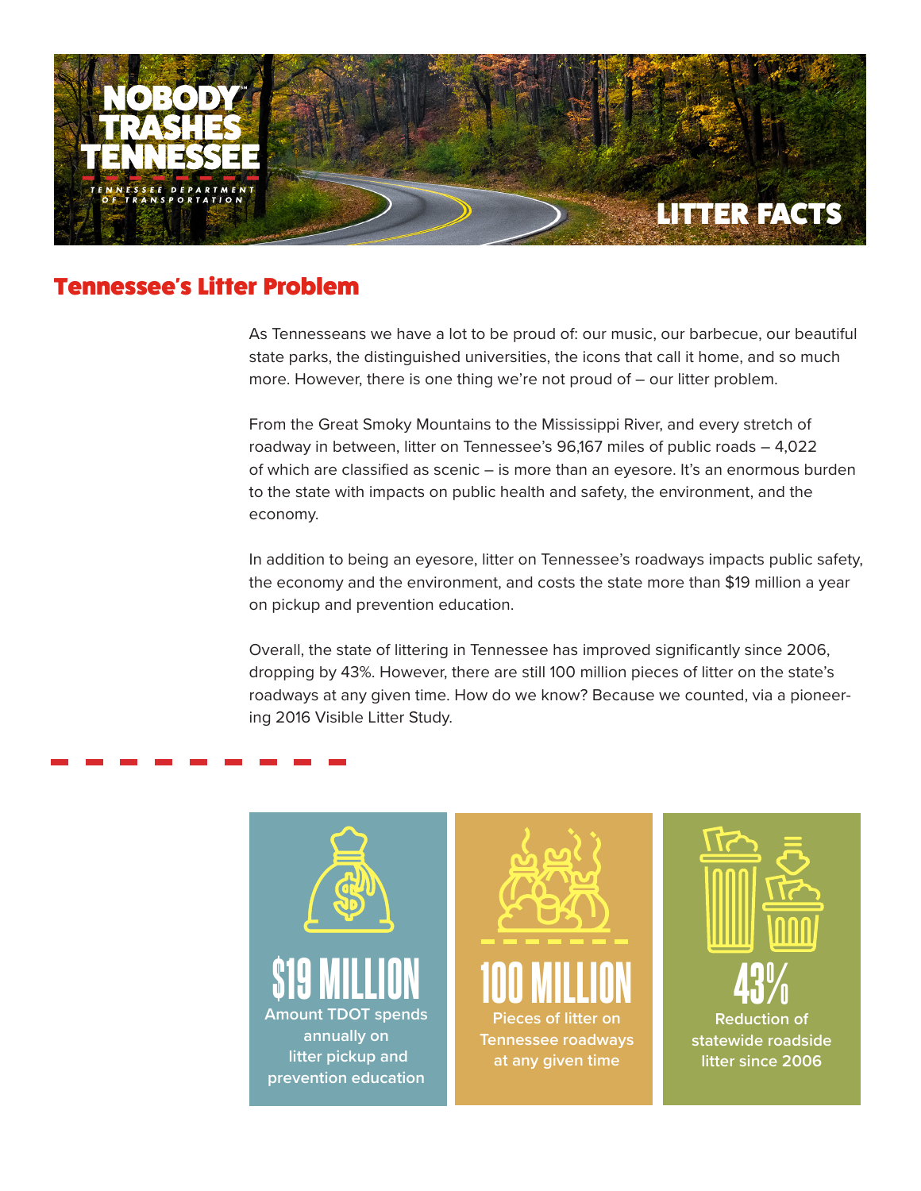# NOBODY TRASHES TENNESSEE

TENNESSEE DEPARTMENT OF TRANSPORTATION

LITTER FACTS

## Tennessee's Litter Problem

As Tennesseans we have a lot to be proud of: our music, our barbecue, our beautiful state parks, the distinguished universities, the icons that call it home, and so much more. However, there is one thing we're not proud of – our litter problem.

From the Great Smoky Mountains to the Mississippi River, and every stretch of roadway in between, litter on Tennessee's 96,167 miles of public roads – 4,022 of which are classified as scenic – is more than an eyesore. It's an enormous burden to the state with impacts on public health and safety, the environment, and the economy.

In addition to being an eyesore, litter on Tennessee's roadways impacts public safety, the economy and the environment, and costs the state more than $19 million a year on pickup and prevention education.

Overall, the state of littering in Tennessee has improved significantly since 2006, dropping by 43%. However, there are still 100 million pieces of litter on the state's roadways at any given time. How do we know? Because we counted, via a pioneering 2016 Visible Litter Study.

**$19 MILLION**
Amount TDOT spends annually on litter pickup and prevention education

**100 MILLION**
Pieces of litter on Tennessee roadways at any given time

**43%**
Reduction of statewide roadside litter since 2006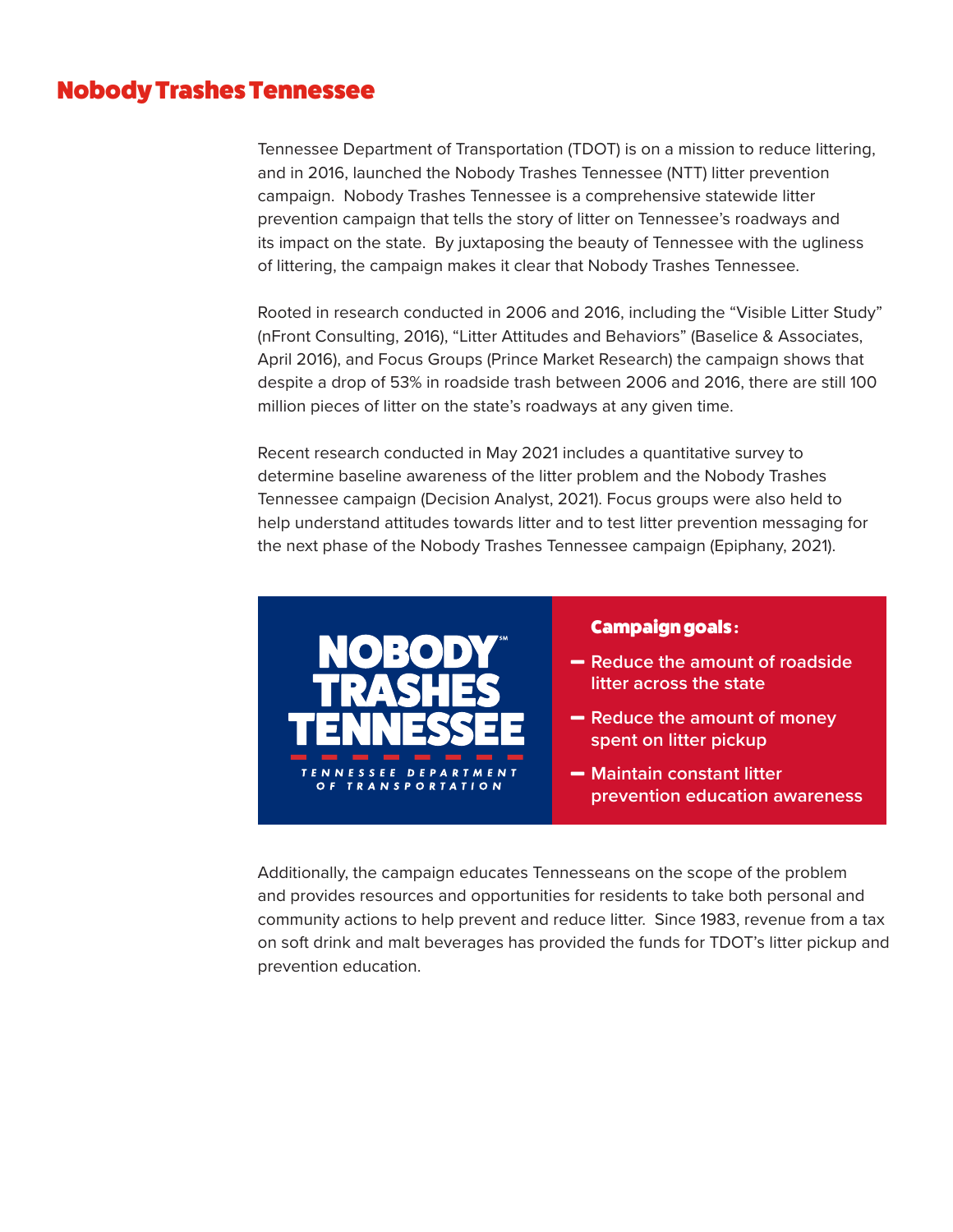# Nobody Trashes Tennessee

Tennessee Department of Transportation (TDOT) is on a mission to reduce littering, and in 2016, launched the Nobody Trashes Tennessee (NTT) litter prevention campaign. Nobody Trashes Tennessee is a comprehensive statewide litter prevention campaign that tells the story of litter on Tennessee's roadways and its impact on the state. By juxtaposing the beauty of Tennessee with the ugliness of littering, the campaign makes it clear that Nobody Trashes Tennessee.

Rooted in research conducted in 2006 and 2016, including the "Visible Litter Study" (nFront Consulting, 2016), "Litter Attitudes and Behaviors" (Baselice & Associates, April 2016), and Focus Groups (Prince Market Research) the campaign shows that despite a drop of 53% in roadside trash between 2006 and 2016, there are still 100 million pieces of litter on the state's roadways at any given time.

Recent research conducted in May 2021 includes a quantitative survey to determine baseline awareness of the litter problem and the Nobody Trashes Tennessee campaign (Decision Analyst, 2021). Focus groups were also held to help understand attitudes towards litter and to test litter prevention messaging for the next phase of the Nobody Trashes Tennessee campaign (Epiphany, 2021).

NOBODY℠ TRASHES TENNESSEE

TENNESSEE DEPARTMENT OF TRANSPORTATION

**Campaign goals:**

- Reduce the amount of roadside litter across the state
- Reduce the amount of money spent on litter pickup
- Maintain constant litter prevention education awareness

Additionally, the campaign educates Tennesseans on the scope of the problem and provides resources and opportunities for residents to take both personal and community actions to help prevent and reduce litter. Since 1983, revenue from a tax on soft drink and malt beverages has provided the funds for TDOT's litter pickup and prevention education.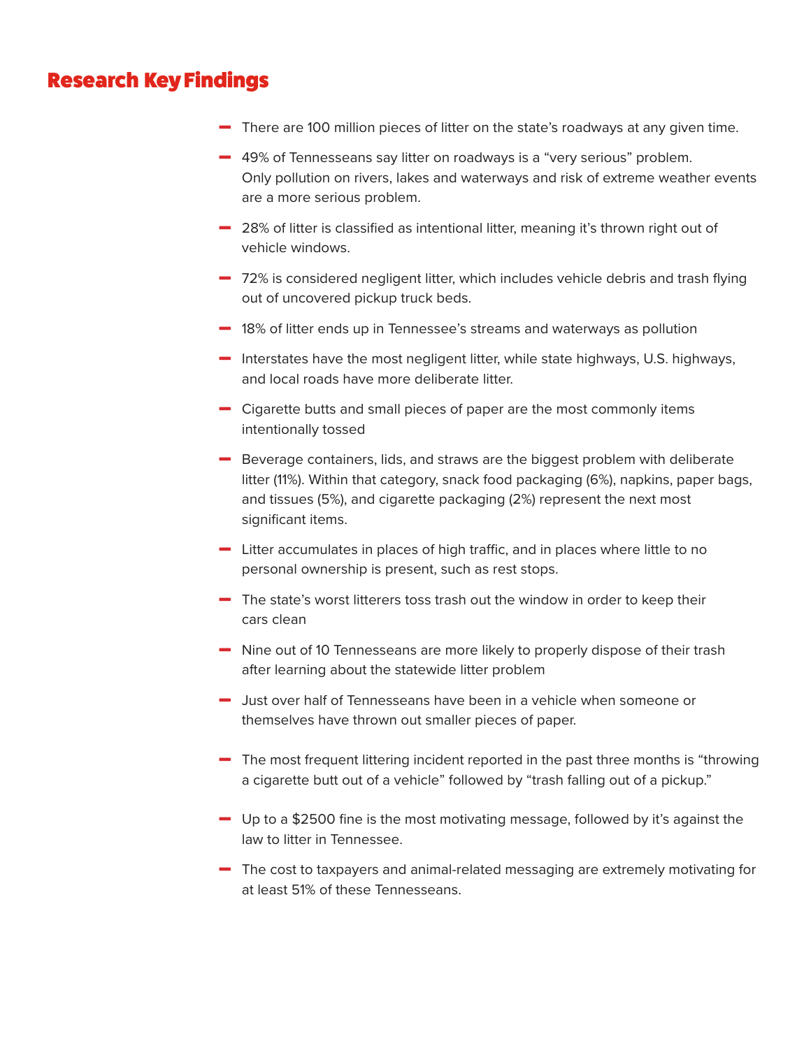## Research Key Findings

- There are 100 million pieces of litter on the state's roadways at any given time.
- 49% of Tennesseans say litter on roadways is a "very serious" problem. Only pollution on rivers, lakes and waterways and risk of extreme weather events are a more serious problem.
- 28% of litter is classified as intentional litter, meaning it's thrown right out of vehicle windows.
- 72% is considered negligent litter, which includes vehicle debris and trash flying out of uncovered pickup truck beds.
- 18% of litter ends up in Tennessee's streams and waterways as pollution
- Interstates have the most negligent litter, while state highways, U.S. highways, and local roads have more deliberate litter.
- Cigarette butts and small pieces of paper are the most commonly items intentionally tossed
- Beverage containers, lids, and straws are the biggest problem with deliberate litter (11%). Within that category, snack food packaging (6%), napkins, paper bags, and tissues (5%), and cigarette packaging (2%) represent the next most significant items.
- Litter accumulates in places of high traffic, and in places where little to no personal ownership is present, such as rest stops.
- The state's worst litterers toss trash out the window in order to keep their cars clean
- Nine out of 10 Tennesseans are more likely to properly dispose of their trash after learning about the statewide litter problem
- Just over half of Tennesseans have been in a vehicle when someone or themselves have thrown out smaller pieces of paper.
- The most frequent littering incident reported in the past three months is "throwing a cigarette butt out of a vehicle" followed by "trash falling out of a pickup."
- Up to a $2500 fine is the most motivating message, followed by it's against the law to litter in Tennessee.
- The cost to taxpayers and animal-related messaging are extremely motivating for at least 51% of these Tennesseans.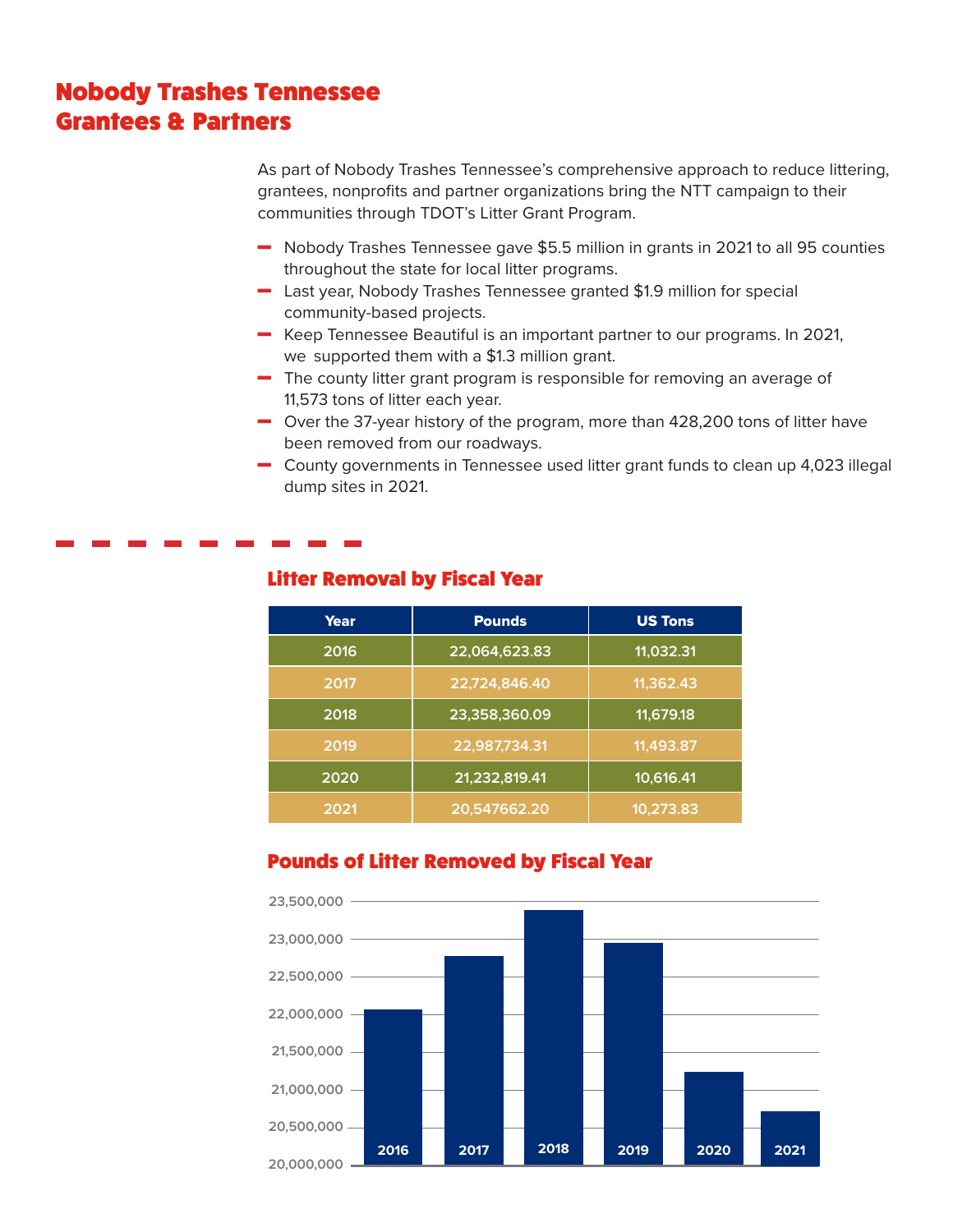# Nobody Trashes Tennessee Grantees & Partners

As part of Nobody Trashes Tennessee's comprehensive approach to reduce littering, grantees, nonprofits and partner organizations bring the NTT campaign to their communities through TDOT's Litter Grant Program.

- Nobody Trashes Tennessee gave $5.5 million in grants in 2021 to all 95 counties throughout the state for local litter programs.
- Last year, Nobody Trashes Tennessee granted $1.9 million for special community-based projects.
- Keep Tennessee Beautiful is an important partner to our programs. In 2021, we supported them with a $1.3 million grant.
- The county litter grant program is responsible for removing an average of 11,573 tons of litter each year.
- Over the 37-year history of the program, more than 428,200 tons of litter have been removed from our roadways.
- County governments in Tennessee used litter grant funds to clean up 4,023 illegal dump sites in 2021.

## Litter Removal by Fiscal Year

| Year | Pounds | US Tons |
|---|---|---|
| 2016 | 22,064,623.83 | 11,032.31 |
| 2017 | 22,724,846.40 | 11,362.43 |
| 2018 | 23,358,360.09 | 11,679.18 |
| 2019 | 22,987,734.31 | 11,493.87 |
| 2020 | 21,232,819.41 | 10,616.41 |
| 2021 | 20,547662.20 | 10,273.83 |

## Pounds of Litter Removed by Fiscal Year

| Year | Pounds |
|---|---|
| 2016 | 22,064,623.83 |
| 2017 | 22,724,846.40 |
| 2018 | 23,358,360.09 |
| 2019 | 22,987,734.31 |
| 2020 | 21,232,819.41 |
| 2021 | 20,547662.20 |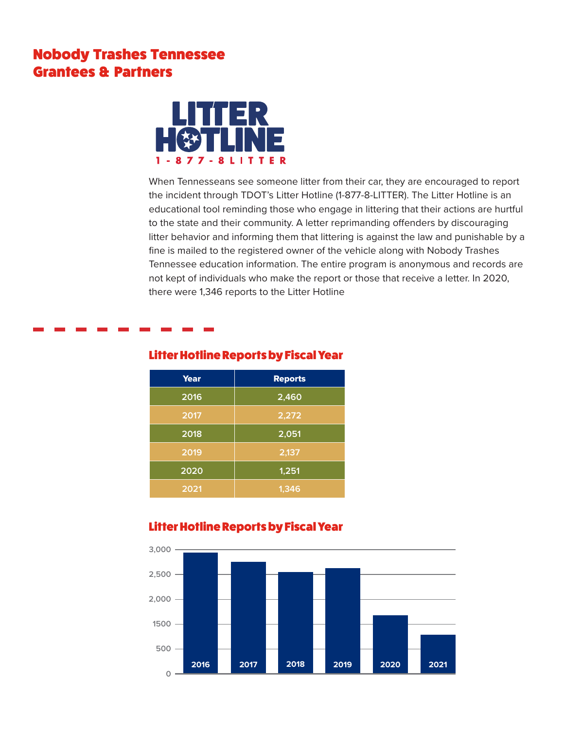## Nobody Trashes Tennessee Grantees & Partners

**LITTER HOTLINE**
**1-877-8LITTER**

When Tennesseans see someone litter from their car, they are encouraged to report the incident through TDOT's Litter Hotline (1-877-8-LITTER). The Litter Hotline is an educational tool reminding those who engage in littering that their actions are hurtful to the state and their community. A letter reprimanding offenders by discouraging litter behavior and informing them that littering is against the law and punishable by a fine is mailed to the registered owner of the vehicle along with Nobody Trashes Tennessee education information. The entire program is anonymous and records are not kept of individuals who make the report or those that receive a letter. In 2020, there were 1,346 reports to the Litter Hotline

### Litter Hotline Reports by Fiscal Year

| Year | Reports |
|---|---|
| 2016 | 2,460 |
| 2017 | 2,272 |
| 2018 | 2,051 |
| 2019 | 2,137 |
| 2020 | 1,251 |
| 2021 | 1,346 |

### Litter Hotline Reports by Fiscal Year

Bar chart with y-axis labels 0, 500, 1500, 2,000, 2,500, 3,000 and x-axis labels 2016, 2017, 2018, 2019, 2020, 2021.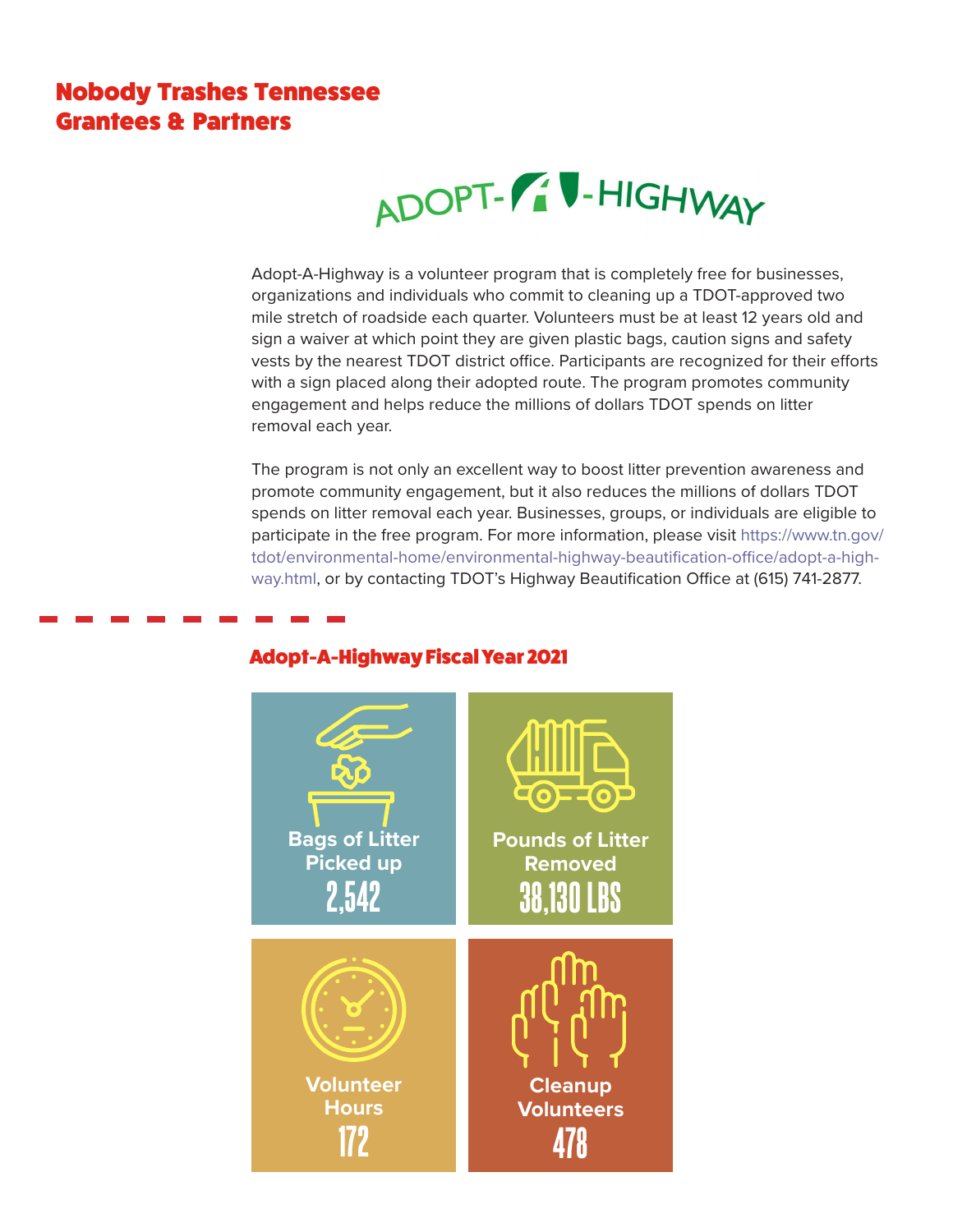# Nobody Trashes Tennessee Grantees & Partners

## ADOPT-A-HIGHWAY

Adopt-A-Highway is a volunteer program that is completely free for businesses, organizations and individuals who commit to cleaning up a TDOT-approved two mile stretch of roadside each quarter. Volunteers must be at least 12 years old and sign a waiver at which point they are given plastic bags, caution signs and safety vests by the nearest TDOT district office. Participants are recognized for their efforts with a sign placed along their adopted route. The program promotes community engagement and helps reduce the millions of dollars TDOT spends on litter removal each year.

The program is not only an excellent way to boost litter prevention awareness and promote community engagement, but it also reduces the millions of dollars TDOT spends on litter removal each year. Businesses, groups, or individuals are eligible to participate in the free program. For more information, please visit https://www.tn.gov/tdot/environmental-home/environmental-highway-beautification-office/adopt-a-highway.html, or by contacting TDOT's Highway Beautification Office at (615) 741-2877.

### Adopt-A-Highway Fiscal Year 2021

Bags of Litter Picked up
2,542

Pounds of Litter Removed
38,130 LBS

Volunteer Hours
172

Cleanup Volunteers
478